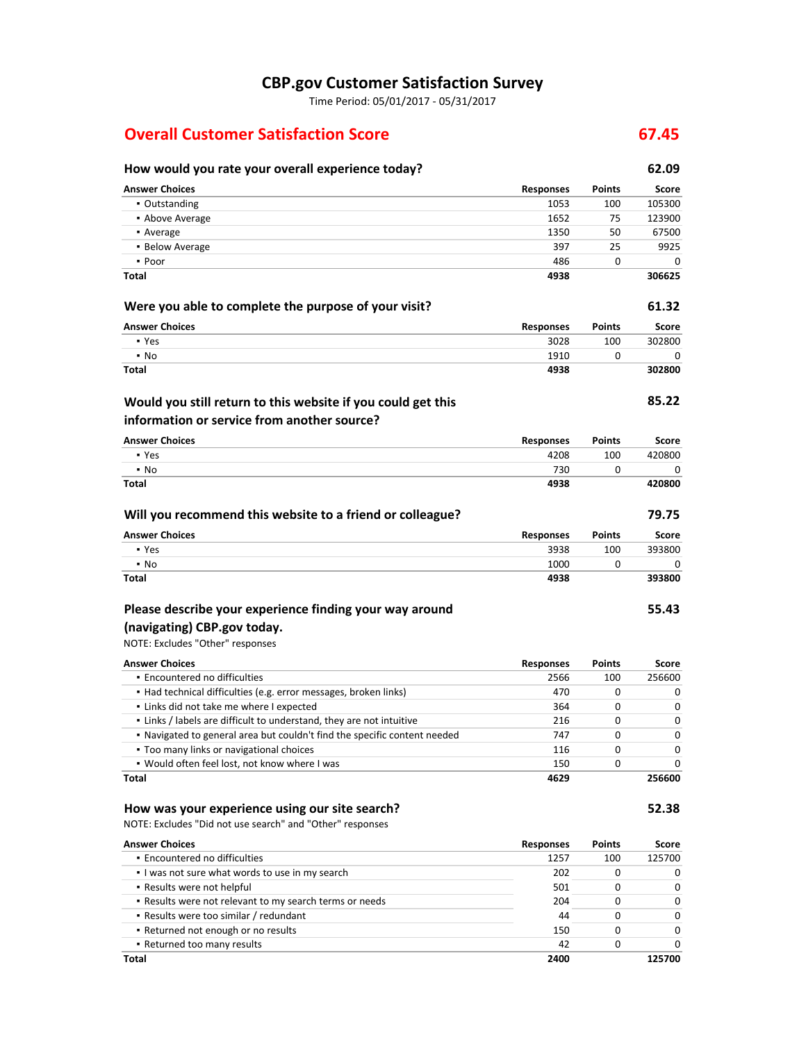# CBP.gov Customer Satisfaction Survey

Time Period: 05/01/2017 - 05/31/2017

## Overall Customer Satisfaction Score — 67.45

### How would you rate your overall experience today? — 62.09

| Answer Choices | Responses | Points | Score |
|---|---|---|---|
| ▪ Outstanding | 1053 | 100 | 105300 |
| ▪ Above Average | 1652 | 75 | 123900 |
| ▪ Average | 1350 | 50 | 67500 |
| ▪ Below Average | 397 | 25 | 9925 |
| ▪ Poor | 486 | 0 | 0 |
| **Total** | **4938** | | **306625** |

### Were you able to complete the purpose of your visit? — 61.32

| Answer Choices | Responses | Points | Score |
|---|---|---|---|
| ▪ Yes | 3028 | 100 | 302800 |
| ▪ No | 1910 | 0 | 0 |
| **Total** | **4938** | | **302800** |

### Would you still return to this website if you could get this information or service from another source? — 85.22

| Answer Choices | Responses | Points | Score |
|---|---|---|---|
| ▪ Yes | 4208 | 100 | 420800 |
| ▪ No | 730 | 0 | 0 |
| **Total** | **4938** | | **420800** |

### Will you recommend this website to a friend or colleague? — 79.75

| Answer Choices | Responses | Points | Score |
|---|---|---|---|
| ▪ Yes | 3938 | 100 | 393800 |
| ▪ No | 1000 | 0 | 0 |
| **Total** | **4938** | | **393800** |

### Please describe your experience finding your way around (navigating) CBP.gov today. — 55.43

NOTE: Excludes "Other" responses

| Answer Choices | Responses | Points | Score |
|---|---|---|---|
| ▪ Encountered no difficulties | 2566 | 100 | 256600 |
| ▪ Had technical difficulties (e.g. error messages, broken links) | 470 | 0 | 0 |
| ▪ Links did not take me where I expected | 364 | 0 | 0 |
| ▪ Links / labels are difficult to understand, they are not intuitive | 216 | 0 | 0 |
| ▪ Navigated to general area but couldn't find the specific content needed | 747 | 0 | 0 |
| ▪ Too many links or navigational choices | 116 | 0 | 0 |
| ▪ Would often feel lost, not know where I was | 150 | 0 | 0 |
| **Total** | **4629** | | **256600** |

### How was your experience using our site search? — 52.38

NOTE: Excludes "Did not use search" and "Other" responses

| Answer Choices | Responses | Points | Score |
|---|---|---|---|
| ▪ Encountered no difficulties | 1257 | 100 | 125700 |
| ▪ I was not sure what words to use in my search | 202 | 0 | 0 |
| ▪ Results were not helpful | 501 | 0 | 0 |
| ▪ Results were not relevant to my search terms or needs | 204 | 0 | 0 |
| ▪ Results were too similar / redundant | 44 | 0 | 0 |
| ▪ Returned not enough or no results | 150 | 0 | 0 |
| ▪ Returned too many results | 42 | 0 | 0 |
| **Total** | **2400** | | **125700** |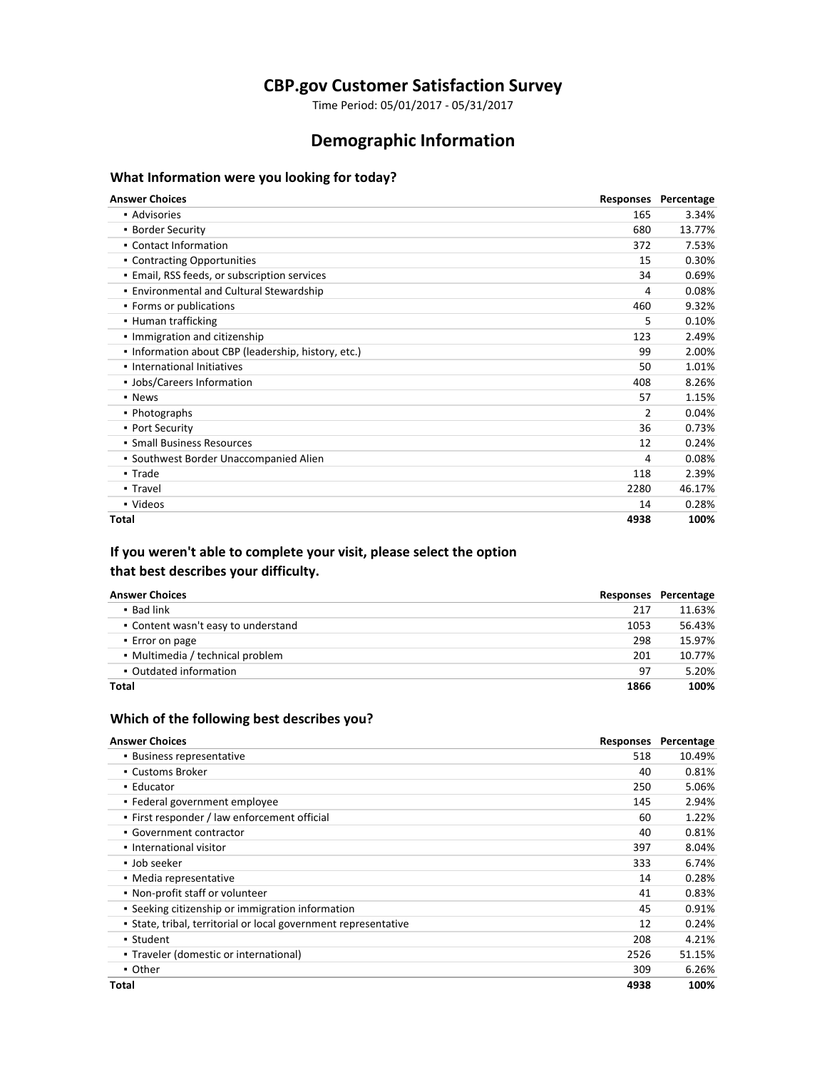# CBP.gov Customer Satisfaction Survey

Time Period: 05/01/2017 - 05/31/2017

## Demographic Information

### What Information were you looking for today?

| Answer Choices | Responses | Percentage |
|---|---|---|
| ▪ Advisories | 165 | 3.34% |
| ▪ Border Security | 680 | 13.77% |
| ▪ Contact Information | 372 | 7.53% |
| ▪ Contracting Opportunities | 15 | 0.30% |
| ▪ Email, RSS feeds, or subscription services | 34 | 0.69% |
| ▪ Environmental and Cultural Stewardship | 4 | 0.08% |
| ▪ Forms or publications | 460 | 9.32% |
| ▪ Human trafficking | 5 | 0.10% |
| ▪ Immigration and citizenship | 123 | 2.49% |
| ▪ Information about CBP (leadership, history, etc.) | 99 | 2.00% |
| ▪ International Initiatives | 50 | 1.01% |
| ▪ Jobs/Careers Information | 408 | 8.26% |
| ▪ News | 57 | 1.15% |
| ▪ Photographs | 2 | 0.04% |
| ▪ Port Security | 36 | 0.73% |
| ▪ Small Business Resources | 12 | 0.24% |
| ▪ Southwest Border Unaccompanied Alien | 4 | 0.08% |
| ▪ Trade | 118 | 2.39% |
| ▪ Travel | 2280 | 46.17% |
| ▪ Videos | 14 | 0.28% |
| **Total** | **4938** | **100%** |

### If you weren't able to complete your visit, please select the option that best describes your difficulty.

| Answer Choices | Responses | Percentage |
|---|---|---|
| ▪ Bad link | 217 | 11.63% |
| ▪ Content wasn't easy to understand | 1053 | 56.43% |
| ▪ Error on page | 298 | 15.97% |
| ▪ Multimedia / technical problem | 201 | 10.77% |
| ▪ Outdated information | 97 | 5.20% |
| **Total** | **1866** | **100%** |

### Which of the following best describes you?

| Answer Choices | Responses | Percentage |
|---|---|---|
| ▪ Business representative | 518 | 10.49% |
| ▪ Customs Broker | 40 | 0.81% |
| ▪ Educator | 250 | 5.06% |
| ▪ Federal government employee | 145 | 2.94% |
| ▪ First responder / law enforcement official | 60 | 1.22% |
| ▪ Government contractor | 40 | 0.81% |
| ▪ International visitor | 397 | 8.04% |
| ▪ Job seeker | 333 | 6.74% |
| ▪ Media representative | 14 | 0.28% |
| ▪ Non-profit staff or volunteer | 41 | 0.83% |
| ▪ Seeking citizenship or immigration information | 45 | 0.91% |
| ▪ State, tribal, territorial or local government representative | 12 | 0.24% |
| ▪ Student | 208 | 4.21% |
| ▪ Traveler (domestic or international) | 2526 | 51.15% |
| ▪ Other | 309 | 6.26% |
| **Total** | **4938** | **100%** |